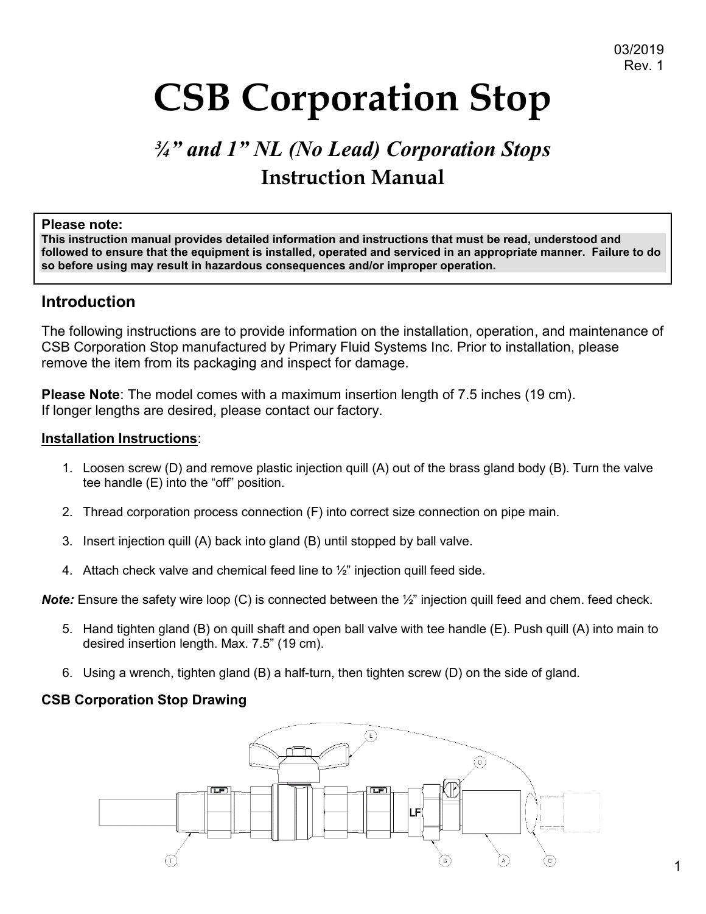03/2019
Rev. 1

# CSB Corporation Stop

## *¾" and 1" NL (No Lead) Corporation Stops*

## Instruction Manual

**Please note:**
**This instruction manual provides detailed information and instructions that must be read, understood and followed to ensure that the equipment is installed, operated and serviced in an appropriate manner. Failure to do so before using may result in hazardous consequences and/or improper operation.**

## Introduction

The following instructions are to provide information on the installation, operation, and maintenance of CSB Corporation Stop manufactured by Primary Fluid Systems Inc. Prior to installation, please remove the item from its packaging and inspect for damage.

**Please Note**: The model comes with a maximum insertion length of 7.5 inches (19 cm).
If longer lengths are desired, please contact our factory.

**Installation Instructions**:

1. Loosen screw (D) and remove plastic injection quill (A) out of the brass gland body (B). Turn the valve tee handle (E) into the "off" position.

2. Thread corporation process connection (F) into correct size connection on pipe main.

3. Insert injection quill (A) back into gland (B) until stopped by ball valve.

4. Attach check valve and chemical feed line to ½" injection quill feed side.

***Note:*** Ensure the safety wire loop (C) is connected between the ½" injection quill feed and chem. feed check.

5. Hand tighten gland (B) on quill shaft and open ball valve with tee handle (E). Push quill (A) into main to desired insertion length. Max. 7.5" (19 cm).

6. Using a wrench, tighten gland (B) a half-turn, then tighten screw (D) on the side of gland.

### CSB Corporation Stop Drawing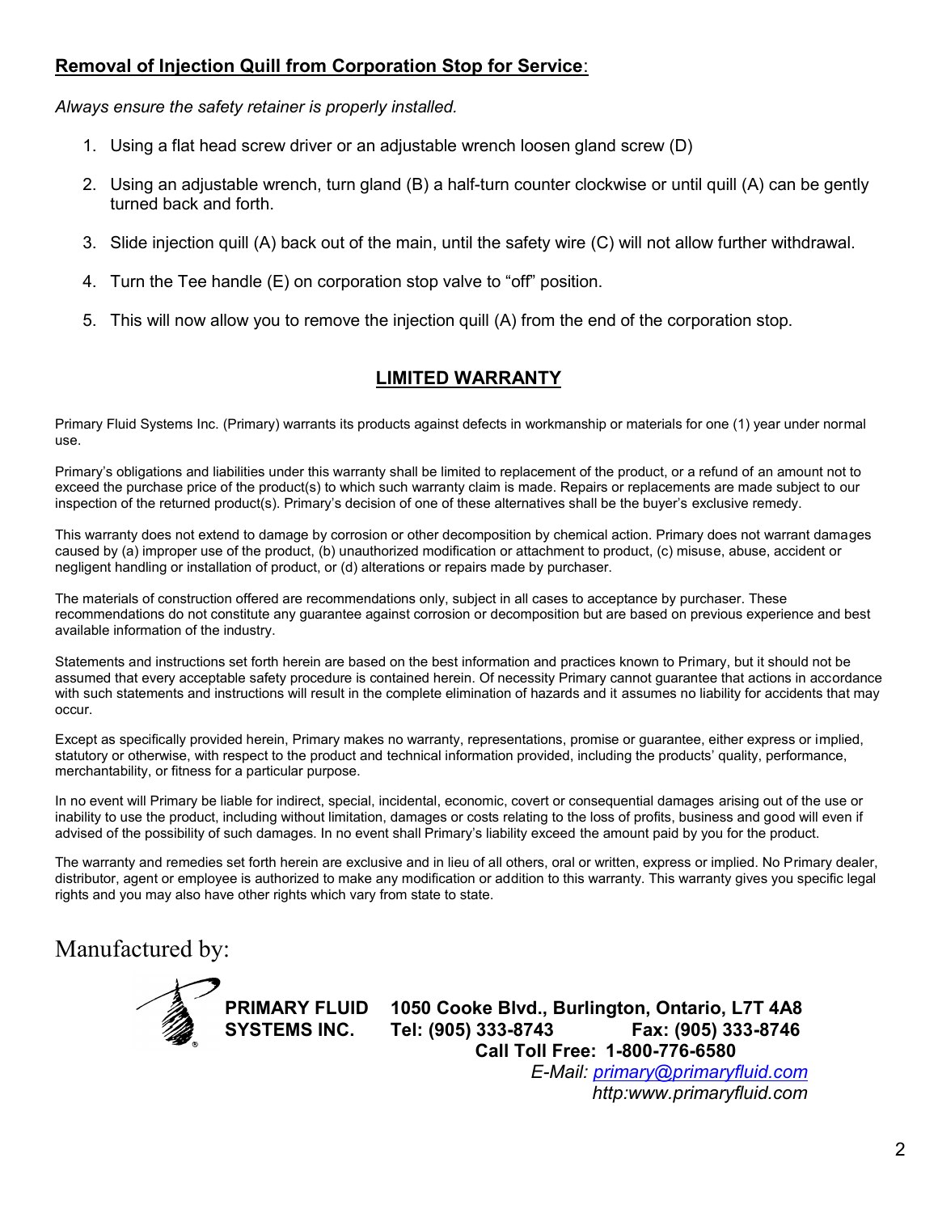## Removal of Injection Quill from Corporation Stop for Service:

*Always ensure the safety retainer is properly installed.*

1. Using a flat head screw driver or an adjustable wrench loosen gland screw (D)
2. Using an adjustable wrench, turn gland (B) a half-turn counter clockwise or until quill (A) can be gently turned back and forth.
3. Slide injection quill (A) back out of the main, until the safety wire (C) will not allow further withdrawal.
4. Turn the Tee handle (E) on corporation stop valve to "off" position.
5. This will now allow you to remove the injection quill (A) from the end of the corporation stop.

## LIMITED WARRANTY

Primary Fluid Systems Inc. (Primary) warrants its products against defects in workmanship or materials for one (1) year under normal use.

Primary's obligations and liabilities under this warranty shall be limited to replacement of the product, or a refund of an amount not to exceed the purchase price of the product(s) to which such warranty claim is made. Repairs or replacements are made subject to our inspection of the returned product(s). Primary's decision of one of these alternatives shall be the buyer's exclusive remedy.

This warranty does not extend to damage by corrosion or other decomposition by chemical action. Primary does not warrant damages caused by (a) improper use of the product, (b) unauthorized modification or attachment to product, (c) misuse, abuse, accident or negligent handling or installation of product, or (d) alterations or repairs made by purchaser.

The materials of construction offered are recommendations only, subject in all cases to acceptance by purchaser. These recommendations do not constitute any guarantee against corrosion or decomposition but are based on previous experience and best available information of the industry.

Statements and instructions set forth herein are based on the best information and practices known to Primary, but it should not be assumed that every acceptable safety procedure is contained herein. Of necessity Primary cannot guarantee that actions in accordance with such statements and instructions will result in the complete elimination of hazards and it assumes no liability for accidents that may occur.

Except as specifically provided herein, Primary makes no warranty, representations, promise or guarantee, either express or implied, statutory or otherwise, with respect to the product and technical information provided, including the products' quality, performance, merchantability, or fitness for a particular purpose.

In no event will Primary be liable for indirect, special, incidental, economic, covert or consequential damages arising out of the use or inability to use the product, including without limitation, damages or costs relating to the loss of profits, business and good will even if advised of the possibility of such damages. In no event shall Primary's liability exceed the amount paid by you for the product.

The warranty and remedies set forth herein are exclusive and in lieu of all others, oral or written, express or implied. No Primary dealer, distributor, agent or employee is authorized to make any modification or addition to this warranty. This warranty gives you specific legal rights and you may also have other rights which vary from state to state.

Manufactured by:

**PRIMARY FLUID SYSTEMS INC.**

**1050 Cooke Blvd., Burlington, Ontario, L7T 4A8**
**Tel: (905) 333-8743 Fax: (905) 333-8746**
**Call Toll Free: 1-800-776-6580**
*E-Mail: primary@primaryfluid.com*
*http:www.primaryfluid.com*